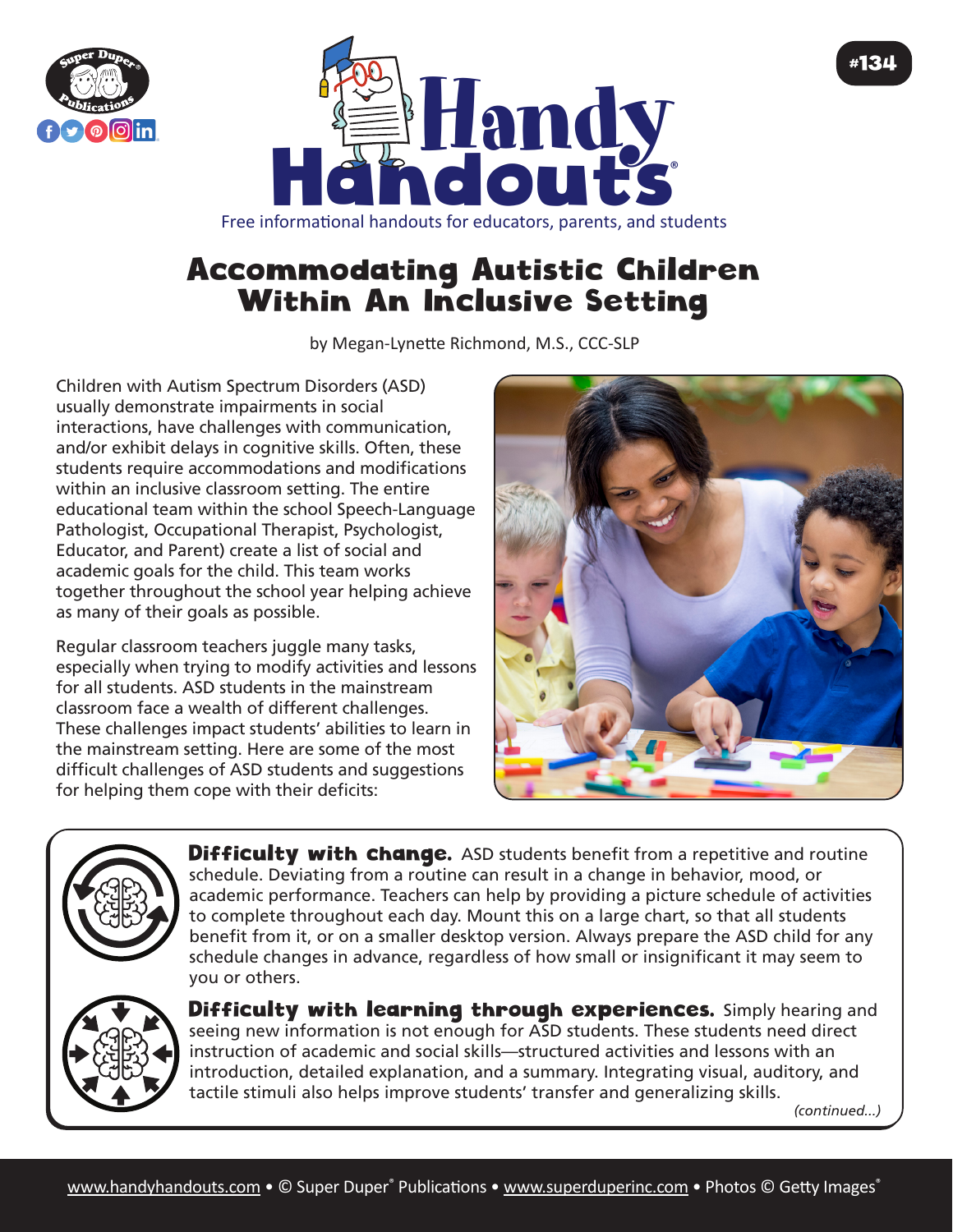# Accommodating Autistic Children Within An Inclusive Setting

by Megan-Lynette Richmond, M.S., CCC-SLP

Children with Autism Spectrum Disorders (ASD) usually demonstrate impairments in social interactions, have challenges with communication, and/or exhibit delays in cognitive skills. Often, these students require accommodations and modifications within an inclusive classroom setting. The entire educational team within the school Speech-Language Pathologist, Occupational Therapist, Psychologist, Educator, and Parent) create a list of social and academic goals for the child. This team works together throughout the school year helping achieve as many of their goals as possible.

Regular classroom teachers juggle many tasks, especially when trying to modify activities and lessons for all students. ASD students in the mainstream classroom face a wealth of different challenges. These challenges impact students' abilities to learn in the mainstream setting. Here are some of the most difficult challenges of ASD students and suggestions for helping them cope with their deficits:

**Difficulty with change.** ASD students benefit from a repetitive and routine schedule. Deviating from a routine can result in a change in behavior, mood, or academic performance. Teachers can help by providing a picture schedule of activities to complete throughout each day. Mount this on a large chart, so that all students benefit from it, or on a smaller desktop version. Always prepare the ASD child for any schedule changes in advance, regardless of how small or insignificant it may seem to you or others.

**Difficulty with learning through experiences.** Simply hearing and seeing new information is not enough for ASD students. These students need direct instruction of academic and social skills—structured activities and lessons with an introduction, detailed explanation, and a summary. Integrating visual, auditory, and tactile stimuli also helps improve students' transfer and generalizing skills.

*(continued...)*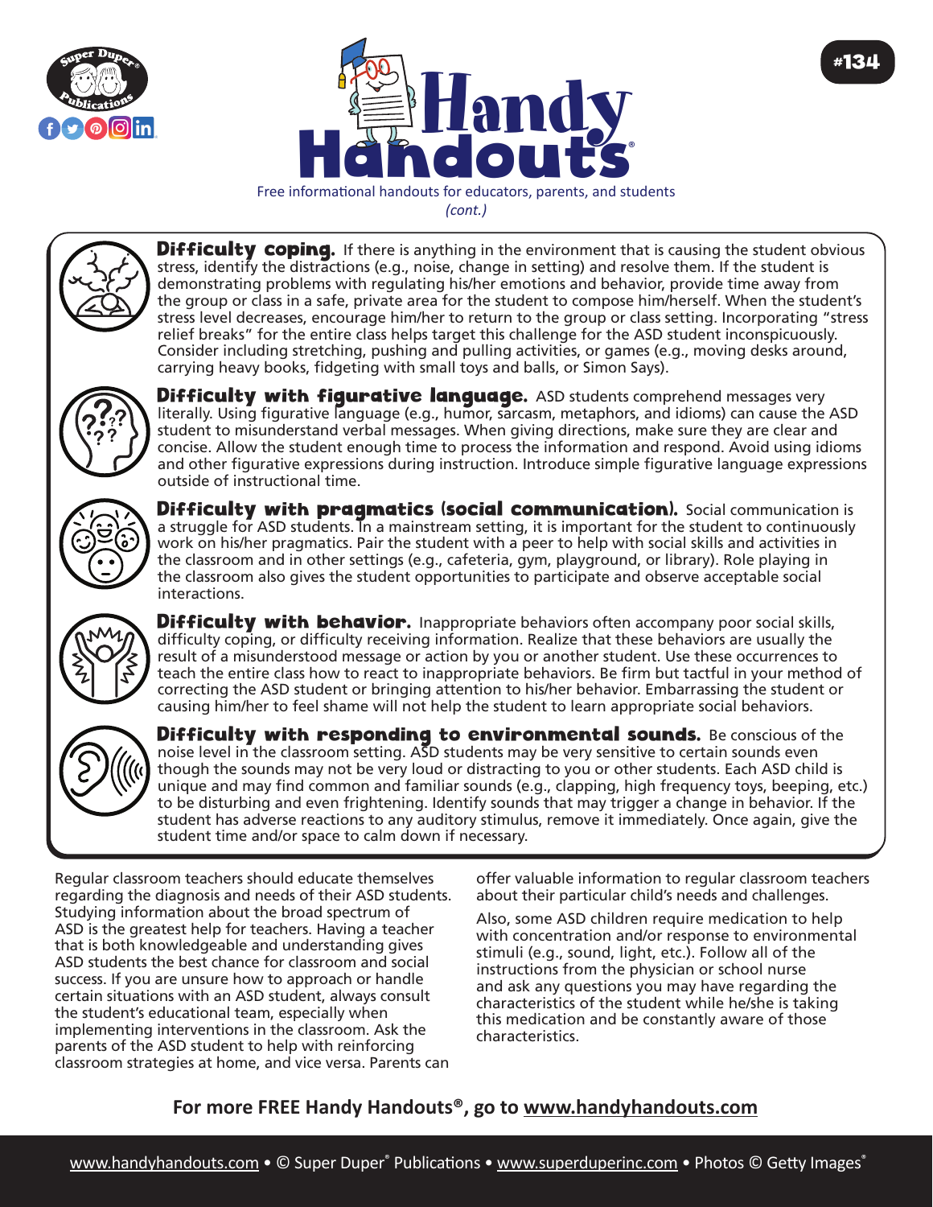*(cont.)*

**Difficulty coping.** If there is anything in the environment that is causing the student obvious stress, identify the distractions (e.g., noise, change in setting) and resolve them. If the student is demonstrating problems with regulating his/her emotions and behavior, provide time away from the group or class in a safe, private area for the student to compose him/herself. When the student's stress level decreases, encourage him/her to return to the group or class setting. Incorporating "stress relief breaks" for the entire class helps target this challenge for the ASD student inconspicuously. Consider including stretching, pushing and pulling activities, or games (e.g., moving desks around, carrying heavy books, fidgeting with small toys and balls, or Simon Says).

**Difficulty with figurative language.** ASD students comprehend messages very literally. Using figurative language (e.g., humor, sarcasm, metaphors, and idioms) can cause the ASD student to misunderstand verbal messages. When giving directions, make sure they are clear and concise. Allow the student enough time to process the information and respond. Avoid using idioms and other figurative expressions during instruction. Introduce simple figurative language expressions outside of instructional time.

**Difficulty with pragmatics (social communication).** Social communication is a struggle for ASD students. In a mainstream setting, it is important for the student to continuously work on his/her pragmatics. Pair the student with a peer to help with social skills and activities in the classroom and in other settings (e.g., cafeteria, gym, playground, or library). Role playing in the classroom also gives the student opportunities to participate and observe acceptable social interactions.

**Difficulty with behavior.** Inappropriate behaviors often accompany poor social skills, difficulty coping, or difficulty receiving information. Realize that these behaviors are usually the result of a misunderstood message or action by you or another student. Use these occurrences to teach the entire class how to react to inappropriate behaviors. Be firm but tactful in your method of correcting the ASD student or bringing attention to his/her behavior. Embarrassing the student or causing him/her to feel shame will not help the student to learn appropriate social behaviors.

**Difficulty with responding to environmental sounds.** Be conscious of the noise level in the classroom setting. ASD students may be very sensitive to certain sounds even though the sounds may not be very loud or distracting to you or other students. Each ASD child is unique and may find common and familiar sounds (e.g., clapping, high frequency toys, beeping, etc.) to be disturbing and even frightening. Identify sounds that may trigger a change in behavior. If the student has adverse reactions to any auditory stimulus, remove it immediately. Once again, give the student time and/or space to calm down if necessary.

Regular classroom teachers should educate themselves regarding the diagnosis and needs of their ASD students. Studying information about the broad spectrum of ASD is the greatest help for teachers. Having a teacher that is both knowledgeable and understanding gives ASD students the best chance for classroom and social success. If you are unsure how to approach or handle certain situations with an ASD student, always consult the student's educational team, especially when implementing interventions in the classroom. Ask the parents of the ASD student to help with reinforcing classroom strategies at home, and vice versa. Parents can offer valuable information to regular classroom teachers about their particular child's needs and challenges.

Also, some ASD children require medication to help with concentration and/or response to environmental stimuli (e.g., sound, light, etc.). Follow all of the instructions from the physician or school nurse and ask any questions you may have regarding the characteristics of the student while he/she is taking this medication and be constantly aware of those characteristics.

**For more FREE Handy Handouts®, go to www.handyhandouts.com**